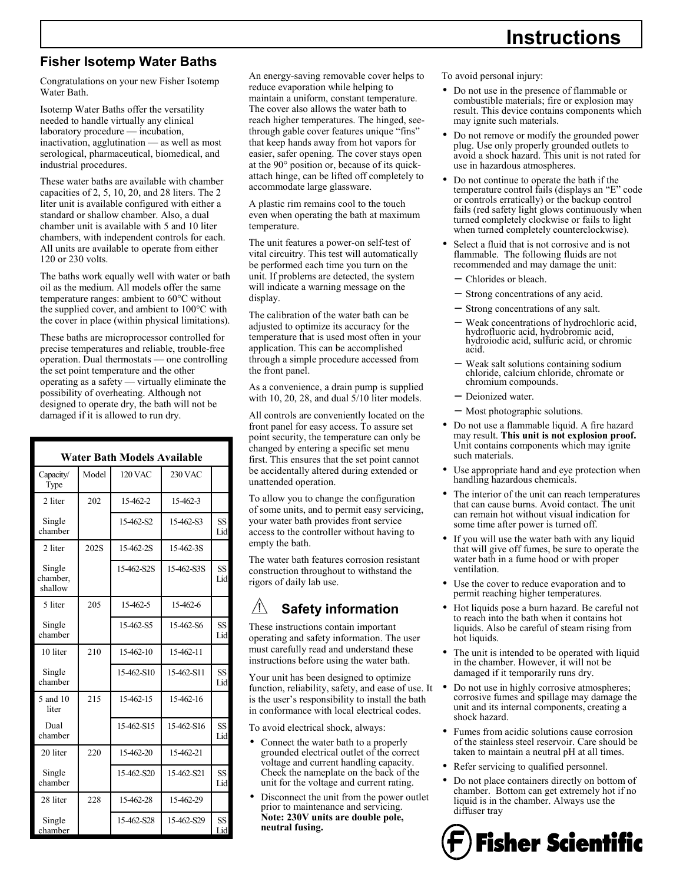# Instructions

## Fisher Isotemp Water Baths

Congratulations on your new Fisher Isotemp Water Bath.

Isotemp Water Baths offer the versatility needed to handle virtually any clinical laboratory procedure — incubation, inactivation, agglutination — as well as most serological, pharmaceutical, biomedical, and industrial procedures.

These water baths are available with chamber capacities of 2, 5, 10, 20, and 28 liters. The 2 liter unit is available configured with either a standard or shallow chamber. Also, a dual chamber unit is available with 5 and 10 liter chambers, with independent controls for each. All units are available to operate from either 120 or 230 volts.

The baths work equally well with water or bath oil as the medium. All models offer the same temperature ranges: ambient to 60°C without the supplied cover, and ambient to 100°C with the cover in place (within physical limitations).

These baths are microprocessor controlled for precise temperatures and reliable, trouble-free operation. Dual thermostats — one controlling the set point temperature and the other operating as a safety — virtually eliminate the possibility of overheating. Although not designed to operate dry, the bath will not be damaged if it is allowed to run dry.

**Water Bath Models Available**

| Capacity/ Type | Model | 120 VAC | 230 VAC | |
|---|---|---|---|---|
| 2 liter | 202 | 15-462-2 | 15-462-3 | |
| Single chamber | | 15-462-S2 | 15-462-S3 | SS Lid |
| 2 liter | 202S | 15-462-2S | 15-462-3S | |
| Single chamber, shallow | | 15-462-S2S | 15-462-S3S | SS Lid |
| 5 liter | 205 | 15-462-5 | 15-462-6 | |
| Single chamber | | 15-462-S5 | 15-462-S6 | SS Lid |
| 10 liter | 210 | 15-462-10 | 15-462-11 | |
| Single chamber | | 15-462-S10 | 15-462-S11 | SS Lid |
| 5 and 10 liter | 215 | 15-462-15 | 15-462-16 | |
| Dual chamber | | 15-462-S15 | 15-462-S16 | SS Lid |
| 20 liter | 220 | 15-462-20 | 15-462-21 | |
| Single chamber | | 15-462-S20 | 15-462-S21 | SS Lid |
| 28 liter | 228 | 15-462-28 | 15-462-29 | |
| Single chamber | | 15-462-S28 | 15-462-S29 | SS Lid |

An energy-saving removable cover helps to reduce evaporation while helping to maintain a uniform, constant temperature. The cover also allows the water bath to reach higher temperatures. The hinged, see-through gable cover features unique "fins" that keep hands away from hot vapors for easier, safer opening. The cover stays open at the 90° position or, because of its quick-attach hinge, can be lifted off completely to accommodate large glassware.

A plastic rim remains cool to the touch even when operating the bath at maximum temperature.

The unit features a power-on self-test of vital circuitry. This test will automatically be performed each time you turn on the unit. If problems are detected, the system will indicate a warning message on the display.

The calibration of the water bath can be adjusted to optimize its accuracy for the temperature that is used most often in your application. This can be accomplished through a simple procedure accessed from the front panel.

As a convenience, a drain pump is supplied with 10, 20, 28, and dual 5/10 liter models.

All controls are conveniently located on the front panel for easy access. To assure set point security, the temperature can only be changed by entering a specific set menu first. This ensures that the set point cannot be accidentally altered during extended or unattended operation.

To allow you to change the configuration of some units, and to permit easy servicing, your water bath provides front service access to the controller without having to empty the bath.

The water bath features corrosion resistant construction throughout to withstand the rigors of daily lab use.

## ⚠ Safety information

These instructions contain important operating and safety information. The user must carefully read and understand these instructions before using the water bath.

Your unit has been designed to optimize function, reliability, safety, and ease of use. It is the user's responsibility to install the bath in conformance with local electrical codes.

To avoid electrical shock, always:

- Connect the water bath to a properly grounded electrical outlet of the correct voltage and current handling capacity. Check the nameplate on the back of the unit for the voltage and current rating.
- Disconnect the unit from the power outlet prior to maintenance and servicing. **Note: 230V units are double pole, neutral fusing.**

To avoid personal injury:

- Do not use in the presence of flammable or combustible materials; fire or explosion may result. This device contains components which may ignite such materials.
- Do not remove or modify the grounded power plug. Use only properly grounded outlets to avoid a shock hazard. This unit is not rated for use in hazardous atmospheres.
- Do not continue to operate the bath if the temperature control fails (displays an "E" code or controls erratically) or the backup control fails (red safety light glows continuously when turned completely clockwise or fails to light when turned completely counterclockwise).
- Select a fluid that is not corrosive and is not flammable. The following fluids are not recommended and may damage the unit:
  - Chlorides or bleach.
  - Strong concentrations of any acid.
  - Strong concentrations of any salt.
  - Weak concentrations of hydrochloric acid, hydrofluoric acid, hydrobromic acid, hydroiodic acid, sulfuric acid, or chromic acid.
  - Weak salt solutions containing sodium chloride, calcium chloride, chromate or chromium compounds.
  - Deionized water.
  - Most photographic solutions.
- Do not use a flammable liquid. A fire hazard may result. **This unit is not explosion proof.** Unit contains components which may ignite such materials.
- Use appropriate hand and eye protection when handling hazardous chemicals.
- The interior of the unit can reach temperatures that can cause burns. Avoid contact. The unit can remain hot without visual indication for some time after power is turned off.
- If you will use the water bath with any liquid that will give off fumes, be sure to operate the water bath in a fume hood or with proper ventilation.
- Use the cover to reduce evaporation and to permit reaching higher temperatures.
- Hot liquids pose a burn hazard. Be careful not to reach into the bath when it contains hot liquids. Also be careful of steam rising from hot liquids.
- The unit is intended to be operated with liquid in the chamber. However, it will not be damaged if it temporarily runs dry.
- Do not use in highly corrosive atmospheres; corrosive fumes and spillage may damage the unit and its internal components, creating a shock hazard.
- Fumes from acidic solutions cause corrosion of the stainless steel reservoir. Care should be taken to maintain a neutral pH at all times.
- Refer servicing to qualified personnel.
- Do not place containers directly on bottom of chamber. Bottom can get extremely hot if no liquid is in the chamber. Always use the diffuser tray

Fisher Scientific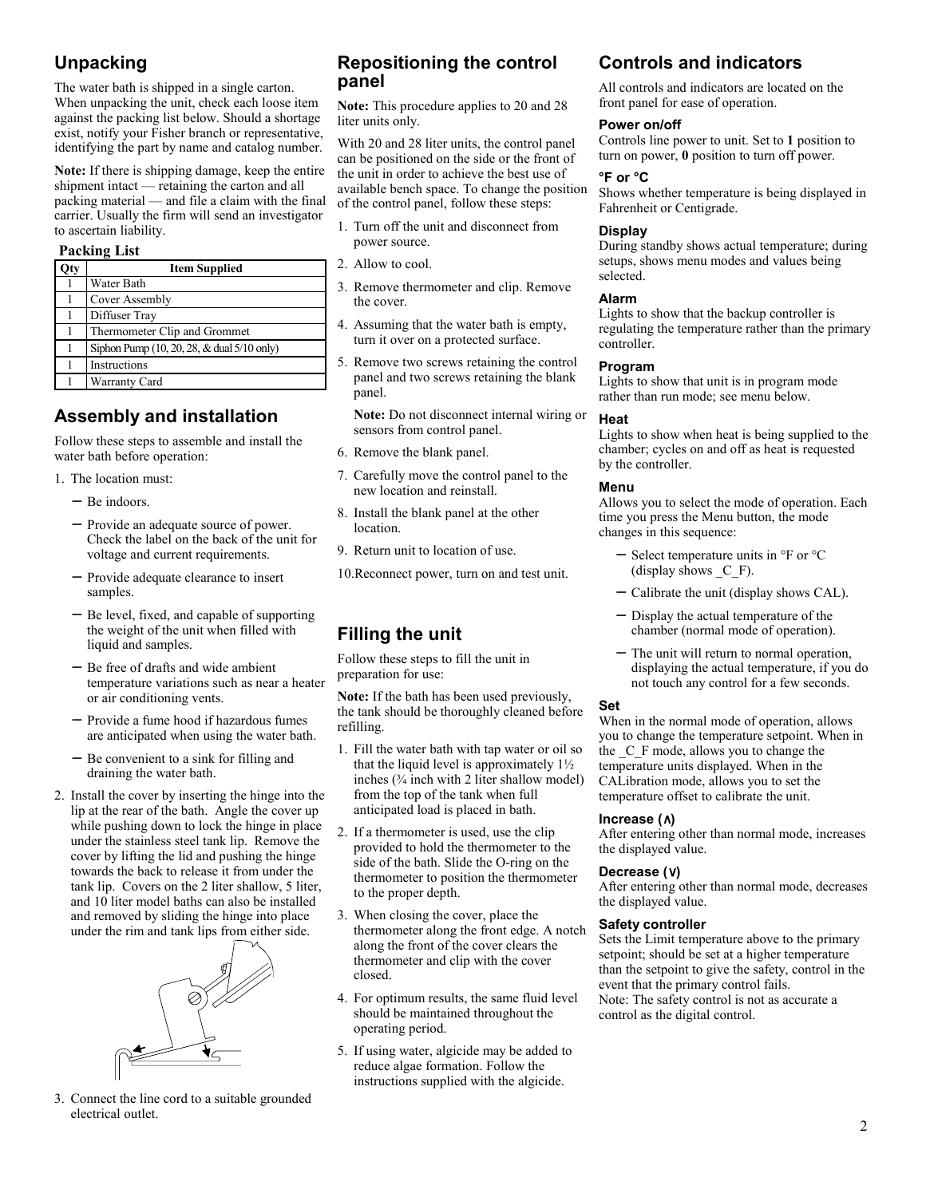## Unpacking

The water bath is shipped in a single carton. When unpacking the unit, check each loose item against the packing list below. Should a shortage exist, notify your Fisher branch or representative, identifying the part by name and catalog number.

**Note:** If there is shipping damage, keep the entire shipment intact — retaining the carton and all packing material — and file a claim with the final carrier. Usually the firm will send an investigator to ascertain liability.

**Packing List**

| Qty | Item Supplied |
|---|---|
| 1 | Water Bath |
| 1 | Cover Assembly |
| 1 | Diffuser Tray |
| 1 | Thermometer Clip and Grommet |
| 1 | Siphon Pump (10, 20, 28, & dual 5/10 only) |
| 1 | Instructions |
| 1 | Warranty Card |

## Assembly and installation

Follow these steps to assemble and install the water bath before operation:

1. The location must:
   - Be indoors.
   - Provide an adequate source of power. Check the label on the back of the unit for voltage and current requirements.
   - Provide adequate clearance to insert samples.
   - Be level, fixed, and capable of supporting the weight of the unit when filled with liquid and samples.
   - Be free of drafts and wide ambient temperature variations such as near a heater or air conditioning vents.
   - Provide a fume hood if hazardous fumes are anticipated when using the water bath.
   - Be convenient to a sink for filling and draining the water bath.
2. Install the cover by inserting the hinge into the lip at the rear of the bath. Angle the cover up while pushing down to lock the hinge in place under the stainless steel tank lip. Remove the cover by lifting the lid and pushing the hinge towards the back to release it from under the tank lip. Covers on the 2 liter shallow, 5 liter, and 10 liter model baths can also be installed and removed by sliding the hinge into place under the rim and tank lips from either side.
3. Connect the line cord to a suitable grounded electrical outlet.

## Repositioning the control panel

**Note:** This procedure applies to 20 and 28 liter units only.

With 20 and 28 liter units, the control panel can be positioned on the side or the front of the unit in order to achieve the best use of available bench space. To change the position of the control panel, follow these steps:

1. Turn off the unit and disconnect from power source.
2. Allow to cool.
3. Remove thermometer and clip. Remove the cover.
4. Assuming that the water bath is empty, turn it over on a protected surface.
5. Remove two screws retaining the control panel and two screws retaining the blank panel.

   **Note:** Do not disconnect internal wiring or sensors from control panel.
6. Remove the blank panel.
7. Carefully move the control panel to the new location and reinstall.
8. Install the blank panel at the other location.
9. Return unit to location of use.
10. Reconnect power, turn on and test unit.

## Filling the unit

Follow these steps to fill the unit in preparation for use:

**Note:** If the bath has been used previously, the tank should be thoroughly cleaned before refilling.

1. Fill the water bath with tap water or oil so that the liquid level is approximately 1½ inches (¾ inch with 2 liter shallow model) from the top of the tank when full anticipated load is placed in bath.
2. If a thermometer is used, use the clip provided to hold the thermometer to the side of the bath. Slide the O-ring on the thermometer to position the thermometer to the proper depth.
3. When closing the cover, place the thermometer along the front edge. A notch along the front of the cover clears the thermometer and clip with the cover closed.
4. For optimum results, the same fluid level should be maintained throughout the operating period.
5. If using water, algicide may be added to reduce algae formation. Follow the instructions supplied with the algicide.

## Controls and indicators

All controls and indicators are located on the front panel for ease of operation.

### Power on/off

Controls line power to unit. Set to **1** position to turn on power, **0** position to turn off power.

### °F or °C

Shows whether temperature is being displayed in Fahrenheit or Centigrade.

### Display

During standby shows actual temperature; during setups, shows menu modes and values being selected.

### Alarm

Lights to show that the backup controller is regulating the temperature rather than the primary controller.

### Program

Lights to show that unit is in program mode rather than run mode; see menu below.

### Heat

Lights to show when heat is being supplied to the chamber; cycles on and off as heat is requested by the controller.

### Menu

Allows you to select the mode of operation. Each time you press the Menu button, the mode changes in this sequence:

- Select temperature units in °F or °C (display shows _C_F).
- Calibrate the unit (display shows CAL).
- Display the actual temperature of the chamber (normal mode of operation).
- The unit will return to normal operation, displaying the actual temperature, if you do not touch any control for a few seconds.

### Set

When in the normal mode of operation, allows you to change the temperature setpoint. When in the _C_F mode, allows you to change the temperature units displayed. When in the CALibration mode, allows you to set the temperature offset to calibrate the unit.

### Increase (∧)

After entering other than normal mode, increases the displayed value.

### Decrease (∨)

After entering other than normal mode, decreases the displayed value.

### Safety controller

Sets the Limit temperature above to the primary setpoint; should be set at a higher temperature than the setpoint to give the safety, control in the event that the primary control fails.
Note: The safety control is not as accurate a control as the digital control.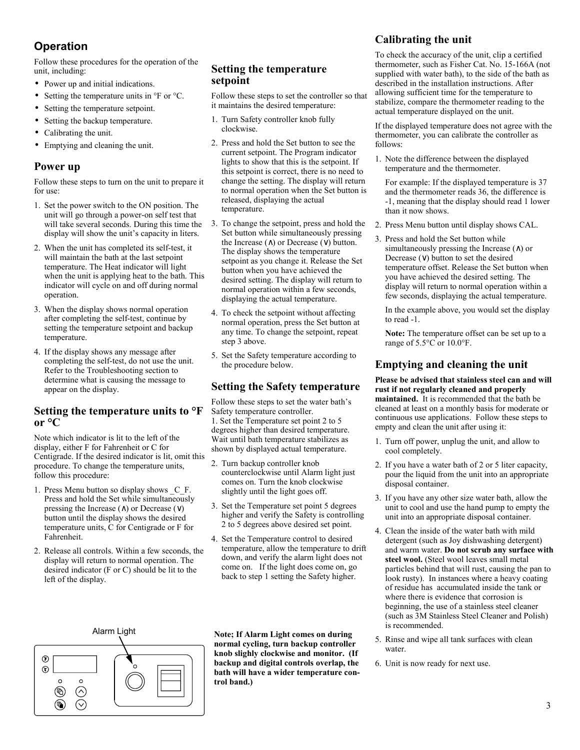## Operation

Follow these procedures for the operation of the unit, including:

- Power up and initial indications.
- Setting the temperature units in °F or °C.
- Setting the temperature setpoint.
- Setting the backup temperature.
- Calibrating the unit.
- Emptying and cleaning the unit.

## Power up

Follow these steps to turn on the unit to prepare it for use:

1. Set the power switch to the ON position. The unit will go through a power-on self test that will take several seconds. During this time the display will show the unit's capacity in liters.
2. When the unit has completed its self-test, it will maintain the bath at the last setpoint temperature. The Heat indicator will light when the unit is applying heat to the bath. This indicator will cycle on and off during normal operation.
3. When the display shows normal operation after completing the self-test, continue by setting the temperature setpoint and backup temperature.
4. If the display shows any message after completing the self-test, do not use the unit. Refer to the Troubleshooting section to determine what is causing the message to appear on the display.

## Setting the temperature units to °F or °C

Note which indicator is lit to the left of the display, either F for Fahrenheit or C for Centigrade. If the desired indicator is lit, omit this procedure. To change the temperature units, follow this procedure:

1. Press Menu button so display shows _C_F. Press and hold the Set while simultaneously pressing the Increase (∧) or Decrease (∨) button until the display shows the desired temperature units, C for Centigrade or F for Fahrenheit.
2. Release all controls. Within a few seconds, the display will return to normal operation. The desired indicator (F or C) should be lit to the left of the display.

Alarm Light

## Setting the temperature setpoint

Follow these steps to set the controller so that it maintains the desired temperature:

1. Turn Safety controller knob fully clockwise.
2. Press and hold the Set button to see the current setpoint. The Program indicator lights to show that this is the setpoint. If this setpoint is correct, there is no need to change the setting. The display will return to normal operation when the Set button is released, displaying the actual temperature.
3. To change the setpoint, press and hold the Set button while simultaneously pressing the Increase (∧) or Decrease (∨) button. The display shows the temperature setpoint as you change it. Release the Set button when you have achieved the desired setting. The display will return to normal operation within a few seconds, displaying the actual temperature.
4. To check the setpoint without affecting normal operation, press the Set button at any time. To change the setpoint, repeat step 3 above.
5. Set the Safety temperature according to the procedure below.

## Setting the Safety temperature

Follow these steps to set the water bath's Safety temperature controller.

1. Set the Temperature set point 2 to 5 degrees higher than desired temperature. Wait until bath temperature stabilizes as shown by displayed actual temperature.
2. Turn backup controller knob counterclockwise until Alarm light just comes on. Turn the knob clockwise slightly until the light goes off.
3. Set the Temperature set point 5 degrees higher and verify the Safety is controlling 2 to 5 degrees above desired set point.
4. Set the Temperature control to desired temperature, allow the temperature to drift down, and verify the alarm light does not come on. If the light does come on, go back to step 1 setting the Safety higher.

**Note; If Alarm Light comes on during normal cycling, turn backup controller knob slighly clockwise and monitor. (If backup and digital controls overlap, the bath will have a wider temperature control band.)**

## Calibrating the unit

To check the accuracy of the unit, clip a certified thermometer, such as Fisher Cat. No. 15-166A (not supplied with water bath), to the side of the bath as described in the installation instructions. After allowing sufficient time for the temperature to stabilize, compare the thermometer reading to the actual temperature displayed on the unit.

If the displayed temperature does not agree with the thermometer, you can calibrate the controller as follows:

1. Note the difference between the displayed temperature and the thermometer.

   For example: If the displayed temperature is 37 and the thermometer reads 36, the difference is -1, meaning that the display should read 1 lower than it now shows.
2. Press Menu button until display shows CAL.
3. Press and hold the Set button while simultaneously pressing the Increase (∧) or Decrease (∨) button to set the desired temperature offset. Release the Set button when you have achieved the desired setting. The display will return to normal operation within a few seconds, displaying the actual temperature.

   In the example above, you would set the display to read -1.

   **Note:** The temperature offset can be set up to a range of 5.5°C or 10.0°F.

## Emptying and cleaning the unit

**Please be advised that stainless steel can and will rust if not regularly cleaned and properly maintained.** It is recommended that the bath be cleaned at least on a monthly basis for moderate or continuous use applications. Follow these steps to empty and clean the unit after using it:

1. Turn off power, unplug the unit, and allow to cool completely.
2. If you have a water bath of 2 or 5 liter capacity, pour the liquid from the unit into an appropriate disposal container.
3. If you have any other size water bath, allow the unit to cool and use the hand pump to empty the unit into an appropriate disposal container.
4. Clean the inside of the water bath with mild detergent (such as Joy dishwashing detergent) and warm water. **Do not scrub any surface with steel wool.** (Steel wool leaves small metal particles behind that will rust, causing the pan to look rusty). In instances where a heavy coating of residue has accumulated inside the tank or where there is evidence that corrosion is beginning, the use of a stainless steel cleaner (such as 3M Stainless Steel Cleaner and Polish) is recommended.
5. Rinse and wipe all tank surfaces with clean water.
6. Unit is now ready for next use.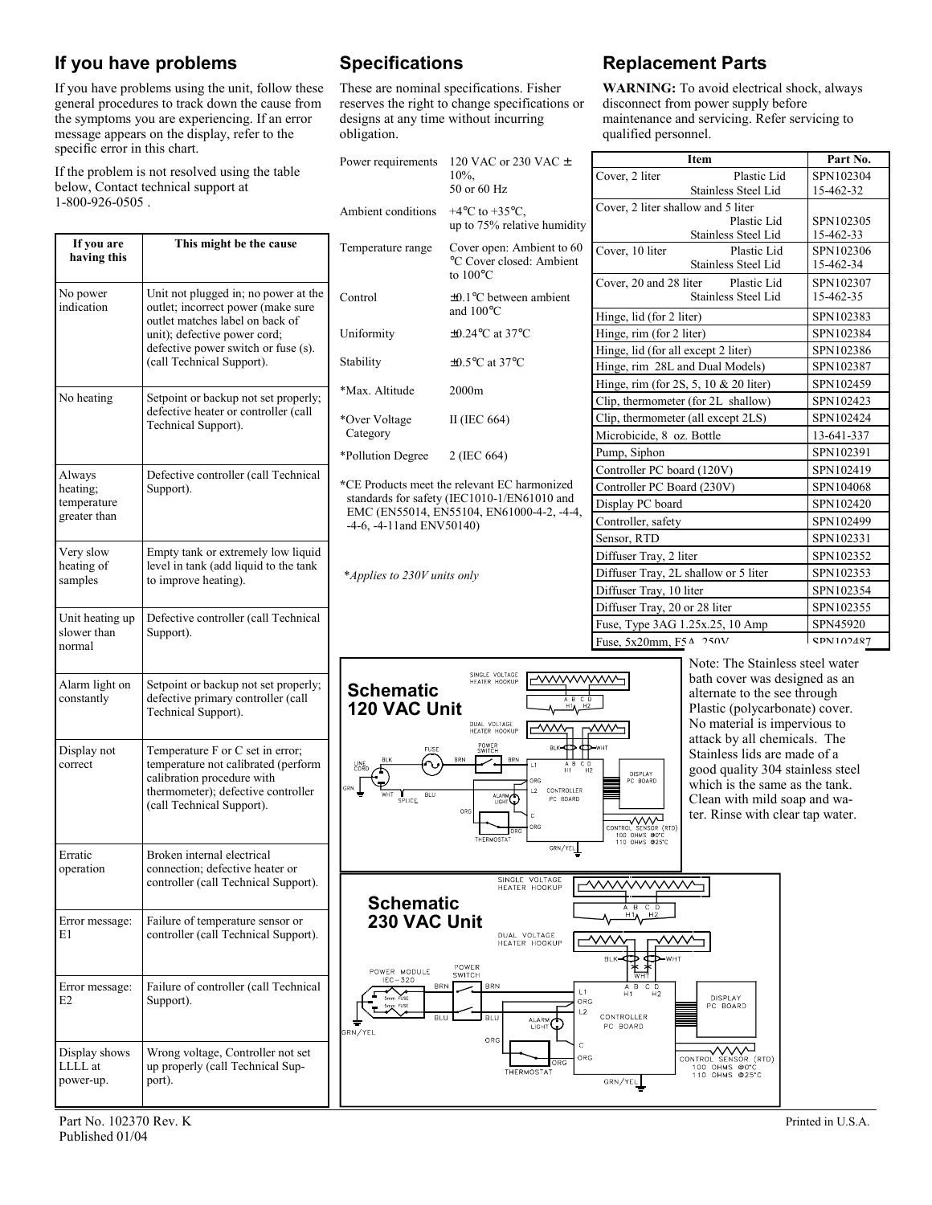## If you have problems

If you have problems using the unit, follow these general procedures to track down the cause from the symptoms you are experiencing. If an error message appears on the display, refer to the specific error in this chart.

If the problem is not resolved using the table below, Contact technical support at 1-800-926-0505 .

| If you are having this | This might be the cause |
|---|---|
| No power indication | Unit not plugged in; no power at the outlet; incorrect power (make sure outlet matches label on back of unit); defective power cord; defective power switch or fuse (s). (call Technical Support). |
| No heating | Setpoint or backup not set properly; defective heater or controller (call Technical Support). |
| Always heating; temperature greater than | Defective controller (call Technical Support). |
| Very slow heating of samples | Empty tank or extremely low liquid level in tank (add liquid to the tank to improve heating). |
| Unit heating up slower than normal | Defective controller (call Technical Support). |
| Alarm light on constantly | Setpoint or backup not set properly; defective primary controller (call Technical Support). |
| Display not correct | Temperature F or C set in error; temperature not calibrated (perform calibration procedure with thermometer); defective controller (call Technical Support). |
| Erratic operation | Broken internal electrical connection; defective heater or controller (call Technical Support). |
| Error message: E1 | Failure of temperature sensor or controller (call Technical Support). |
| Error message: E2 | Failure of controller (call Technical Support). |
| Display shows LLLL at power-up. | Wrong voltage, Controller not set up properly (call Technical Support). |

## Specifications

These are nominal specifications. Fisher reserves the right to change specifications or designs at any time without incurring obligation.

| | |
|---|---|
| Power requirements | 120 VAC or 230 VAC ± 10%, 50 or 60 Hz |
| Ambient conditions | +4°C to +35°C, up to 75% relative humidity |
| Temperature range | Cover open: Ambient to 60 °C Cover closed: Ambient to 100°C |
| Control | ±0.1°C between ambient and 100°C |
| Uniformity | ±0.24°C at 37°C |
| Stability | ±0.5°C at 37°C |
| *Max. Altitude | 2000m |
| *Over Voltage Category | II (IEC 664) |
| *Pollution Degree | 2 (IEC 664) |

*CE Products meet the relevant EC harmonized standards for safety (IEC1010-1/EN61010 and EMC (EN55014, EN55104, EN61000-4-2, -4-4, -4-6, -4-11and ENV50140)

*Applies to 230V units only*

## Replacement Parts

**WARNING:** To avoid electrical shock, always disconnect from power supply before maintenance and servicing. Refer servicing to qualified personnel.

| Item | Part No. |
|---|---|
| Cover, 2 liter — Plastic Lid | SPN102304 |
| Cover, 2 liter — Stainless Steel Lid | 15-462-32 |
| Cover, 2 liter shallow and 5 liter — Plastic Lid | SPN102305 |
| Cover, 2 liter shallow and 5 liter — Stainless Steel Lid | 15-462-33 |
| Cover, 10 liter — Plastic Lid | SPN102306 |
| Cover, 10 liter — Stainless Steel Lid | 15-462-34 |
| Cover, 20 and 28 liter — Plastic Lid | SPN102307 |
| Cover, 20 and 28 liter — Stainless Steel Lid | 15-462-35 |
| Hinge, lid (for 2 liter) | SPN102383 |
| Hinge, rim (for 2 liter) | SPN102384 |
| Hinge, lid (for all except 2 liter) | SPN102386 |
| Hinge, rim 28L and Dual Models) | SPN102387 |
| Hinge, rim (for 2S, 5, 10 & 20 liter) | SPN102459 |
| Clip, thermometer (for 2L shallow) | SPN102423 |
| Clip, thermometer (all except 2LS) | SPN102424 |
| Microbicide, 8 oz. Bottle | 13-641-337 |
| Pump, Siphon | SPN102391 |
| Controller PC board (120V) | SPN102419 |
| Controller PC Board (230V) | SPN104068 |
| Display PC board | SPN102420 |
| Controller, safety | SPN102499 |
| Sensor, RTD | SPN102331 |
| Diffuser Tray, 2 liter | SPN102352 |
| Diffuser Tray, 2L shallow or 5 liter | SPN102353 |
| Diffuser Tray, 10 liter | SPN102354 |
| Diffuser Tray, 20 or 28 liter | SPN102355 |
| Fuse, Type 3AG 1.25x.25, 10 Amp | SPN45920 |
| Fuse, 5x20mm, F5A 250V | SPN102487 |

Note: The Stainless steel water bath cover was designed as an alternate to the see through Plastic (polycarbonate) cover. No material is impervious to attack by all chemicals. The Stainless lids are made of a good quality 304 stainless steel which is the same as the tank. Clean with mild soap and water. Rinse with clear tap water.

### Schematic 120 VAC Unit

SINGLE VOLTAGE HEATER HOOKUP
A B C D
H1 H2
DUAL VOLTAGE HEATER HOOKUP
BLK WHT
LINE CORD
BLK
FUSE
BRN
POWER SWITCH
BRN
GRN
WHT
SPLICE
BLU
ALARM LIGHT
ORG
THERMOSTAT
L1
ORG
L2
C
ORG
CONTROLLER PC BOARD
DISPLAY PC BOARD
CONTROL SENSOR (RTD)
100 OHMS @0°C
110 OHMS @25°C
GRN/YEL

### Schematic 230 VAC Unit

SINGLE VOLTAGE HEATER HOOKUP
A B C D
H1 H2
DUAL VOLTAGE HEATER HOOKUP
BLK WHT
WHT
POWER MODULE IEC-320
5mm FUSE
5mm FUSE
POWER SWITCH
BRN
BRN
BLU
BLU
GRN/YEL
ALARM LIGHT
ORG
THERMOSTAT
L1
ORG
L2
C
ORG
CONTROLLER PC BOARD
DISPLAY PC BOARD
CONTROL SENSOR (RTD)
100 OHMS @0°C
110 OHMS @25°C
GRN/YEL

Part No. 102370 Rev. K
Published 01/04

Printed in U.S.A.